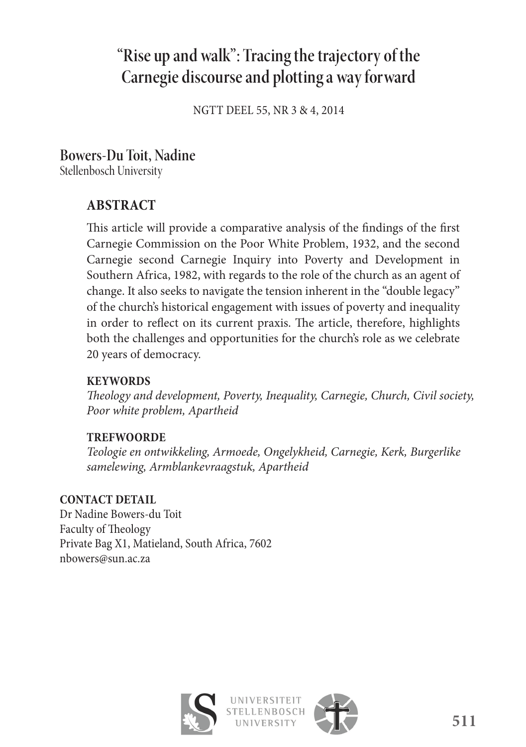# "Rise up and walk": Tracing the trajectory of the Carnegie discourse and plotting a way forward

NGTT DEEL 55, NR 3 & 4, 2014

**Bowers-Du Toit, Nadine**
Stellenbosch University

## ABSTRACT

This article will provide a comparative analysis of the findings of the first Carnegie Commission on the Poor White Problem, 1932, and the second Carnegie second Carnegie Inquiry into Poverty and Development in Southern Africa, 1982, with regards to the role of the church as an agent of change. It also seeks to navigate the tension inherent in the "double legacy" of the church's historical engagement with issues of poverty and inequality in order to reflect on its current praxis. The article, therefore, highlights both the challenges and opportunities for the church's role as we celebrate 20 years of democracy.

**KEYWORDS**

*Theology and development, Poverty, Inequality, Carnegie, Church, Civil society, Poor white problem, Apartheid*

**TREFWOORDE**

*Teologie en ontwikkeling, Armoede, Ongelykheid, Carnegie, Kerk, Burgerlike samelewing, Armblankevraagstuk, Apartheid*

**CONTACT DETAIL**

Dr Nadine Bowers-du Toit
Faculty of Theology
Private Bag X1, Matieland, South Africa, 7602
nbowers@sun.ac.za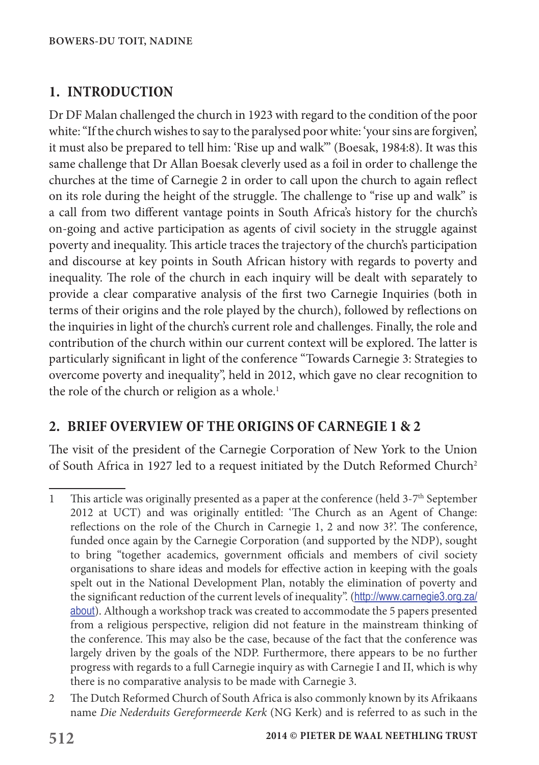## 1. INTRODUCTION

Dr DF Malan challenged the church in 1923 with regard to the condition of the poor white: "If the church wishes to say to the paralysed poor white: 'your sins are forgiven', it must also be prepared to tell him: 'Rise up and walk'" (Boesak, 1984:8). It was this same challenge that Dr Allan Boesak cleverly used as a foil in order to challenge the churches at the time of Carnegie 2 in order to call upon the church to again reflect on its role during the height of the struggle. The challenge to "rise up and walk" is a call from two different vantage points in South Africa's history for the church's on-going and active participation as agents of civil society in the struggle against poverty and inequality. This article traces the trajectory of the church's participation and discourse at key points in South African history with regards to poverty and inequality. The role of the church in each inquiry will be dealt with separately to provide a clear comparative analysis of the first two Carnegie Inquiries (both in terms of their origins and the role played by the church), followed by reflections on the inquiries in light of the church's current role and challenges. Finally, the role and contribution of the church within our current context will be explored. The latter is particularly significant in light of the conference "Towards Carnegie 3: Strategies to overcome poverty and inequality", held in 2012, which gave no clear recognition to the role of the church or religion as a whole.[1]

## 2. BRIEF OVERVIEW OF THE ORIGINS OF CARNEGIE 1 & 2

The visit of the president of the Carnegie Corporation of New York to the Union of South Africa in 1927 led to a request initiated by the Dutch Reformed Church[2]

---

1 This article was originally presented as a paper at the conference (held 3-7th September 2012 at UCT) and was originally entitled: 'The Church as an Agent of Change: reflections on the role of the Church in Carnegie 1, 2 and now 3?'. The conference, funded once again by the Carnegie Corporation (and supported by the NDP), sought to bring "together academics, government officials and members of civil society organisations to share ideas and models for effective action in keeping with the goals spelt out in the National Development Plan, notably the elimination of poverty and the significant reduction of the current levels of inequality". (http://www.carnegie3.org.za/about). Although a workshop track was created to accommodate the 5 papers presented from a religious perspective, religion did not feature in the mainstream thinking of the conference. This may also be the case, because of the fact that the conference was largely driven by the goals of the NDP. Furthermore, there appears to be no further progress with regards to a full Carnegie inquiry as with Carnegie I and II, which is why there is no comparative analysis to be made with Carnegie 3.

2 The Dutch Reformed Church of South Africa is also commonly known by its Afrikaans name *Die Nederduits Gereformeerde Kerk* (NG Kerk) and is referred to as such in the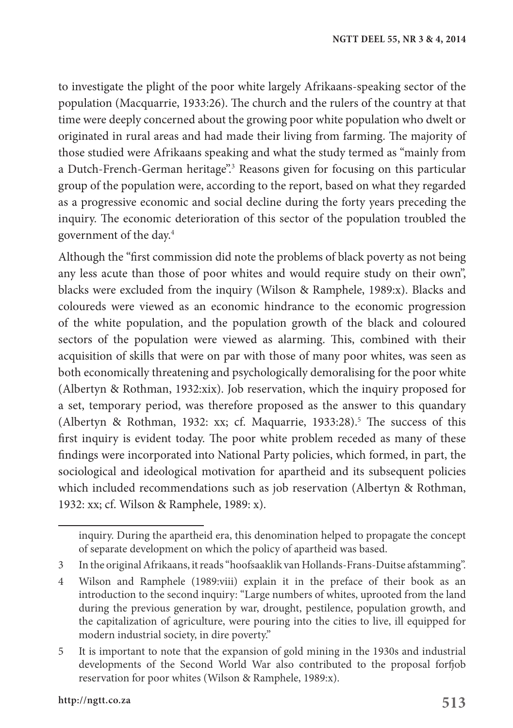to investigate the plight of the poor white largely Afrikaans-speaking sector of the population (Macquarrie, 1933:26). The church and the rulers of the country at that time were deeply concerned about the growing poor white population who dwelt or originated in rural areas and had made their living from farming. The majority of those studied were Afrikaans speaking and what the study termed as "mainly from a Dutch-French-German heritage".[3] Reasons given for focusing on this particular group of the population were, according to the report, based on what they regarded as a progressive economic and social decline during the forty years preceding the inquiry. The economic deterioration of this sector of the population troubled the government of the day.[4]

Although the "first commission did note the problems of black poverty as not being any less acute than those of poor whites and would require study on their own", blacks were excluded from the inquiry (Wilson & Ramphele, 1989:x). Blacks and coloureds were viewed as an economic hindrance to the economic progression of the white population, and the population growth of the black and coloured sectors of the population were viewed as alarming. This, combined with their acquisition of skills that were on par with those of many poor whites, was seen as both economically threatening and psychologically demoralising for the poor white (Albertyn & Rothman, 1932:xix). Job reservation, which the inquiry proposed for a set, temporary period, was therefore proposed as the answer to this quandary (Albertyn & Rothman, 1932: xx; cf. Maquarrie, 1933:28).[5] The success of this first inquiry is evident today. The poor white problem receded as many of these findings were incorporated into National Party policies, which formed, in part, the sociological and ideological motivation for apartheid and its subsequent policies which included recommendations such as job reservation (Albertyn & Rothman, 1932: xx; cf. Wilson & Ramphele, 1989: x).

---

inquiry. During the apartheid era, this denomination helped to propagate the concept of separate development on which the policy of apartheid was based.

3 In the original Afrikaans, it reads "hoofsaaklik van Hollands-Frans-Duitse afstamming".

4 Wilson and Ramphele (1989:viii) explain it in the preface of their book as an introduction to the second inquiry: "Large numbers of whites, uprooted from the land during the previous generation by war, drought, pestilence, population growth, and the capitalization of agriculture, were pouring into the cities to live, ill equipped for modern industrial society, in dire poverty."

5 It is important to note that the expansion of gold mining in the 1930s and industrial developments of the Second World War also contributed to the proposal forfjob reservation for poor whites (Wilson & Ramphele, 1989:x).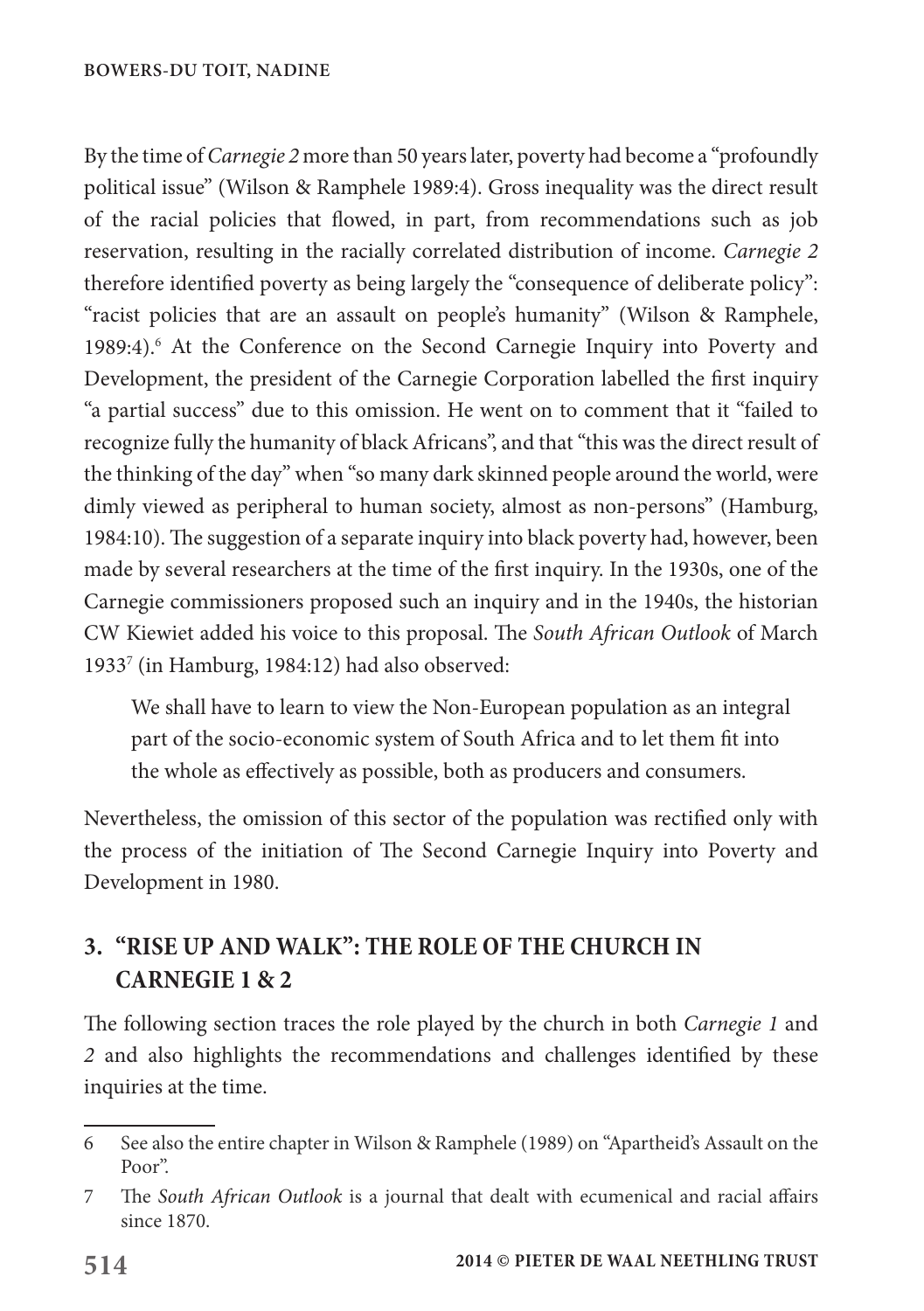By the time of *Carnegie 2* more than 50 years later, poverty had become a "profoundly political issue" (Wilson & Ramphele 1989:4). Gross inequality was the direct result of the racial policies that flowed, in part, from recommendations such as job reservation, resulting in the racially correlated distribution of income. *Carnegie 2* therefore identified poverty as being largely the "consequence of deliberate policy": "racist policies that are an assault on people's humanity" (Wilson & Ramphele, 1989:4).[6] At the Conference on the Second Carnegie Inquiry into Poverty and Development, the president of the Carnegie Corporation labelled the first inquiry "a partial success" due to this omission. He went on to comment that it "failed to recognize fully the humanity of black Africans", and that "this was the direct result of the thinking of the day" when "so many dark skinned people around the world, were dimly viewed as peripheral to human society, almost as non-persons" (Hamburg, 1984:10). The suggestion of a separate inquiry into black poverty had, however, been made by several researchers at the time of the first inquiry. In the 1930s, one of the Carnegie commissioners proposed such an inquiry and in the 1940s, the historian CW Kiewiet added his voice to this proposal. The *South African Outlook* of March 1933[7] (in Hamburg, 1984:12) had also observed:

> We shall have to learn to view the Non-European population as an integral part of the socio-economic system of South Africa and to let them fit into the whole as effectively as possible, both as producers and consumers.

Nevertheless, the omission of this sector of the population was rectified only with the process of the initiation of The Second Carnegie Inquiry into Poverty and Development in 1980.

## 3. "RISE UP AND WALK": THE ROLE OF THE CHURCH IN CARNEGIE 1 & 2

The following section traces the role played by the church in both *Carnegie 1* and *2* and also highlights the recommendations and challenges identified by these inquiries at the time.

---

6 See also the entire chapter in Wilson & Ramphele (1989) on "Apartheid's Assault on the Poor".

7 The *South African Outlook* is a journal that dealt with ecumenical and racial affairs since 1870.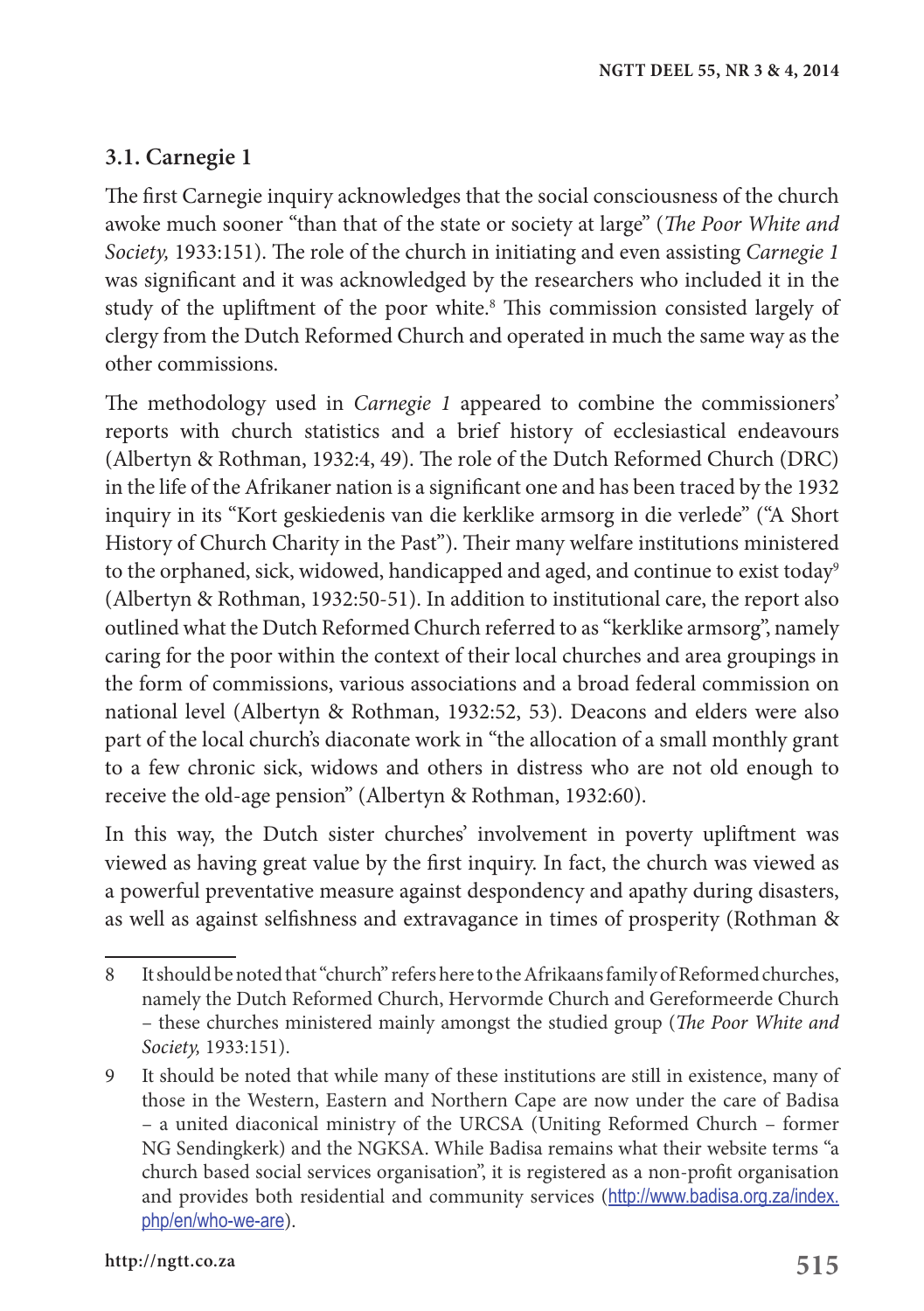### 3.1. Carnegie 1

The first Carnegie inquiry acknowledges that the social consciousness of the church awoke much sooner "than that of the state or society at large" (*The Poor White and Society,* 1933:151). The role of the church in initiating and even assisting *Carnegie 1* was significant and it was acknowledged by the researchers who included it in the study of the upliftment of the poor white.[8] This commission consisted largely of clergy from the Dutch Reformed Church and operated in much the same way as the other commissions.

The methodology used in *Carnegie 1* appeared to combine the commissioners' reports with church statistics and a brief history of ecclesiastical endeavours (Albertyn & Rothman, 1932:4, 49). The role of the Dutch Reformed Church (DRC) in the life of the Afrikaner nation is a significant one and has been traced by the 1932 inquiry in its "Kort geskiedenis van die kerklike armsorg in die verlede" ("A Short History of Church Charity in the Past"). Their many welfare institutions ministered to the orphaned, sick, widowed, handicapped and aged, and continue to exist today[9] (Albertyn & Rothman, 1932:50-51). In addition to institutional care, the report also outlined what the Dutch Reformed Church referred to as "kerklike armsorg", namely caring for the poor within the context of their local churches and area groupings in the form of commissions, various associations and a broad federal commission on national level (Albertyn & Rothman, 1932:52, 53). Deacons and elders were also part of the local church's diaconate work in "the allocation of a small monthly grant to a few chronic sick, widows and others in distress who are not old enough to receive the old-age pension" (Albertyn & Rothman, 1932:60).

In this way, the Dutch sister churches' involvement in poverty upliftment was viewed as having great value by the first inquiry. In fact, the church was viewed as a powerful preventative measure against despondency and apathy during disasters, as well as against selfishness and extravagance in times of prosperity (Rothman &

---

8 It should be noted that "church" refers here to the Afrikaans family of Reformed churches, namely the Dutch Reformed Church, Hervormde Church and Gereformeerde Church – these churches ministered mainly amongst the studied group (*The Poor White and Society,* 1933:151).

9 It should be noted that while many of these institutions are still in existence, many of those in the Western, Eastern and Northern Cape are now under the care of Badisa – a united diaconical ministry of the URCSA (Uniting Reformed Church – former NG Sendingkerk) and the NGKSA. While Badisa remains what their website terms "a church based social services organisation", it is registered as a non-profit organisation and provides both residential and community services (http://www.badisa.org.za/index.php/en/who-we-are).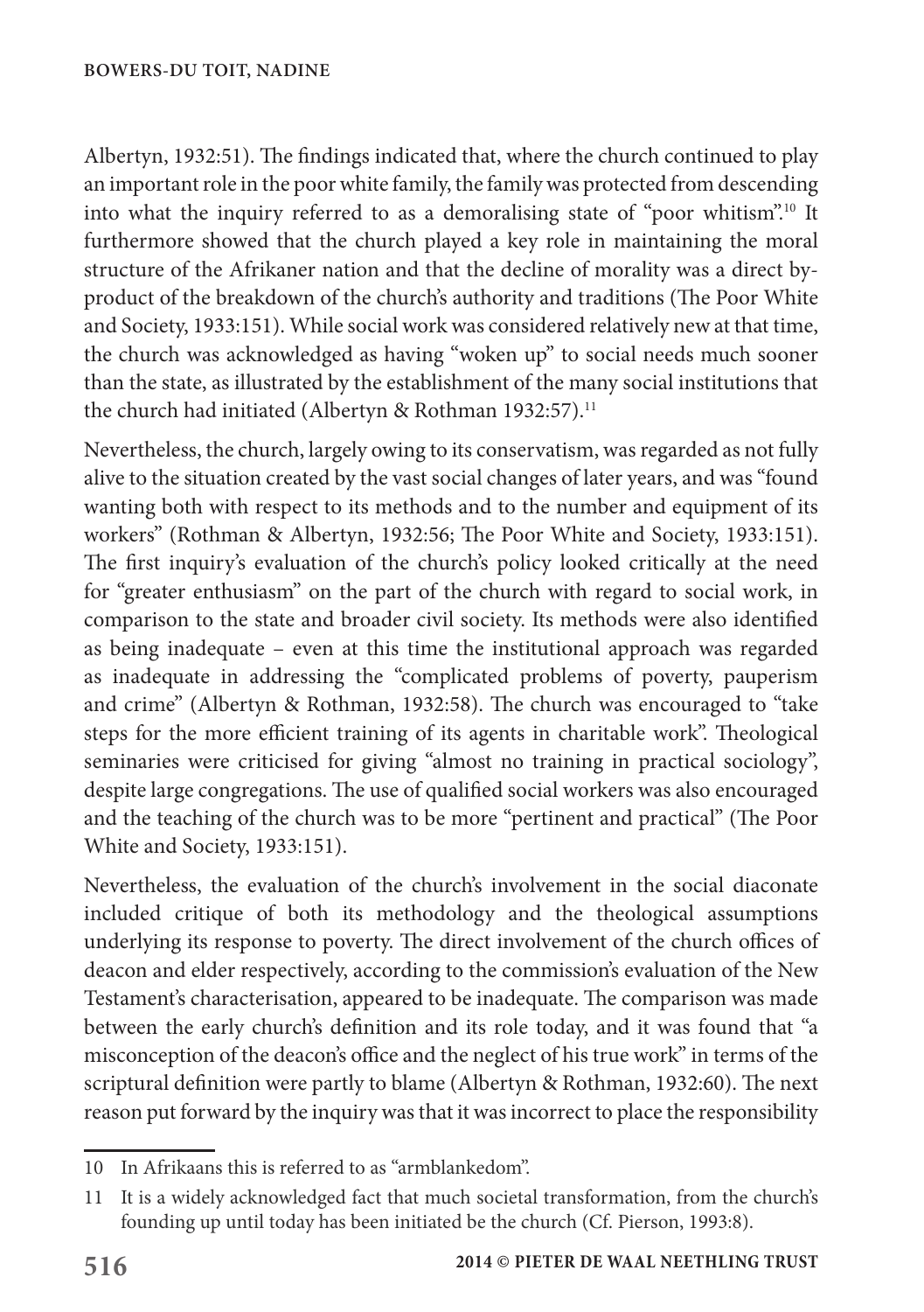Albertyn, 1932:51). The findings indicated that, where the church continued to play an important role in the poor white family, the family was protected from descending into what the inquiry referred to as a demoralising state of "poor whitism".[10] It furthermore showed that the church played a key role in maintaining the moral structure of the Afrikaner nation and that the decline of morality was a direct by-product of the breakdown of the church's authority and traditions (The Poor White and Society, 1933:151). While social work was considered relatively new at that time, the church was acknowledged as having "woken up" to social needs much sooner than the state, as illustrated by the establishment of the many social institutions that the church had initiated (Albertyn & Rothman 1932:57).[11]

Nevertheless, the church, largely owing to its conservatism, was regarded as not fully alive to the situation created by the vast social changes of later years, and was "found wanting both with respect to its methods and to the number and equipment of its workers" (Rothman & Albertyn, 1932:56; The Poor White and Society, 1933:151). The first inquiry's evaluation of the church's policy looked critically at the need for "greater enthusiasm" on the part of the church with regard to social work, in comparison to the state and broader civil society. Its methods were also identified as being inadequate – even at this time the institutional approach was regarded as inadequate in addressing the "complicated problems of poverty, pauperism and crime" (Albertyn & Rothman, 1932:58). The church was encouraged to "take steps for the more efficient training of its agents in charitable work". Theological seminaries were criticised for giving "almost no training in practical sociology", despite large congregations. The use of qualified social workers was also encouraged and the teaching of the church was to be more "pertinent and practical" (The Poor White and Society, 1933:151).

Nevertheless, the evaluation of the church's involvement in the social diaconate included critique of both its methodology and the theological assumptions underlying its response to poverty. The direct involvement of the church offices of deacon and elder respectively, according to the commission's evaluation of the New Testament's characterisation, appeared to be inadequate. The comparison was made between the early church's definition and its role today, and it was found that "a misconception of the deacon's office and the neglect of his true work" in terms of the scriptural definition were partly to blame (Albertyn & Rothman, 1932:60). The next reason put forward by the inquiry was that it was incorrect to place the responsibility

---

10 In Afrikaans this is referred to as "armblankedom".

11 It is a widely acknowledged fact that much societal transformation, from the church's founding up until today has been initiated be the church (Cf. Pierson, 1993:8).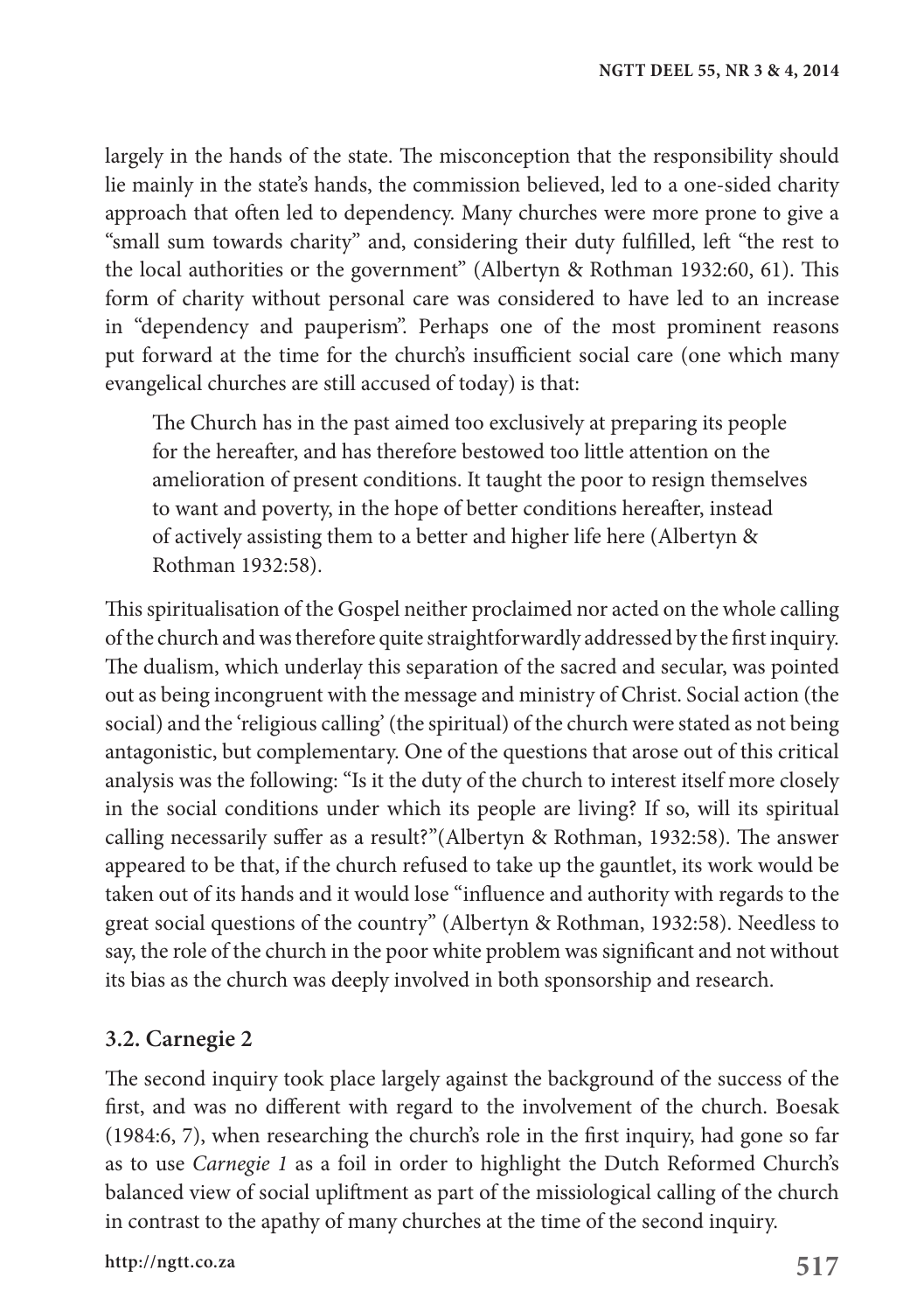largely in the hands of the state. The misconception that the responsibility should lie mainly in the state's hands, the commission believed, led to a one-sided charity approach that often led to dependency. Many churches were more prone to give a "small sum towards charity" and, considering their duty fulfilled, left "the rest to the local authorities or the government" (Albertyn & Rothman 1932:60, 61). This form of charity without personal care was considered to have led to an increase in "dependency and pauperism". Perhaps one of the most prominent reasons put forward at the time for the church's insufficient social care (one which many evangelical churches are still accused of today) is that:

> The Church has in the past aimed too exclusively at preparing its people for the hereafter, and has therefore bestowed too little attention on the amelioration of present conditions. It taught the poor to resign themselves to want and poverty, in the hope of better conditions hereafter, instead of actively assisting them to a better and higher life here (Albertyn & Rothman 1932:58).

This spiritualisation of the Gospel neither proclaimed nor acted on the whole calling of the church and was therefore quite straightforwardly addressed by the first inquiry. The dualism, which underlay this separation of the sacred and secular, was pointed out as being incongruent with the message and ministry of Christ. Social action (the social) and the 'religious calling' (the spiritual) of the church were stated as not being antagonistic, but complementary. One of the questions that arose out of this critical analysis was the following: "Is it the duty of the church to interest itself more closely in the social conditions under which its people are living? If so, will its spiritual calling necessarily suffer as a result?"(Albertyn & Rothman, 1932:58). The answer appeared to be that, if the church refused to take up the gauntlet, its work would be taken out of its hands and it would lose "influence and authority with regards to the great social questions of the country" (Albertyn & Rothman, 1932:58). Needless to say, the role of the church in the poor white problem was significant and not without its bias as the church was deeply involved in both sponsorship and research.

### 3.2. Carnegie 2

The second inquiry took place largely against the background of the success of the first, and was no different with regard to the involvement of the church. Boesak (1984:6, 7), when researching the church's role in the first inquiry, had gone so far as to use *Carnegie 1* as a foil in order to highlight the Dutch Reformed Church's balanced view of social upliftment as part of the missiological calling of the church in contrast to the apathy of many churches at the time of the second inquiry.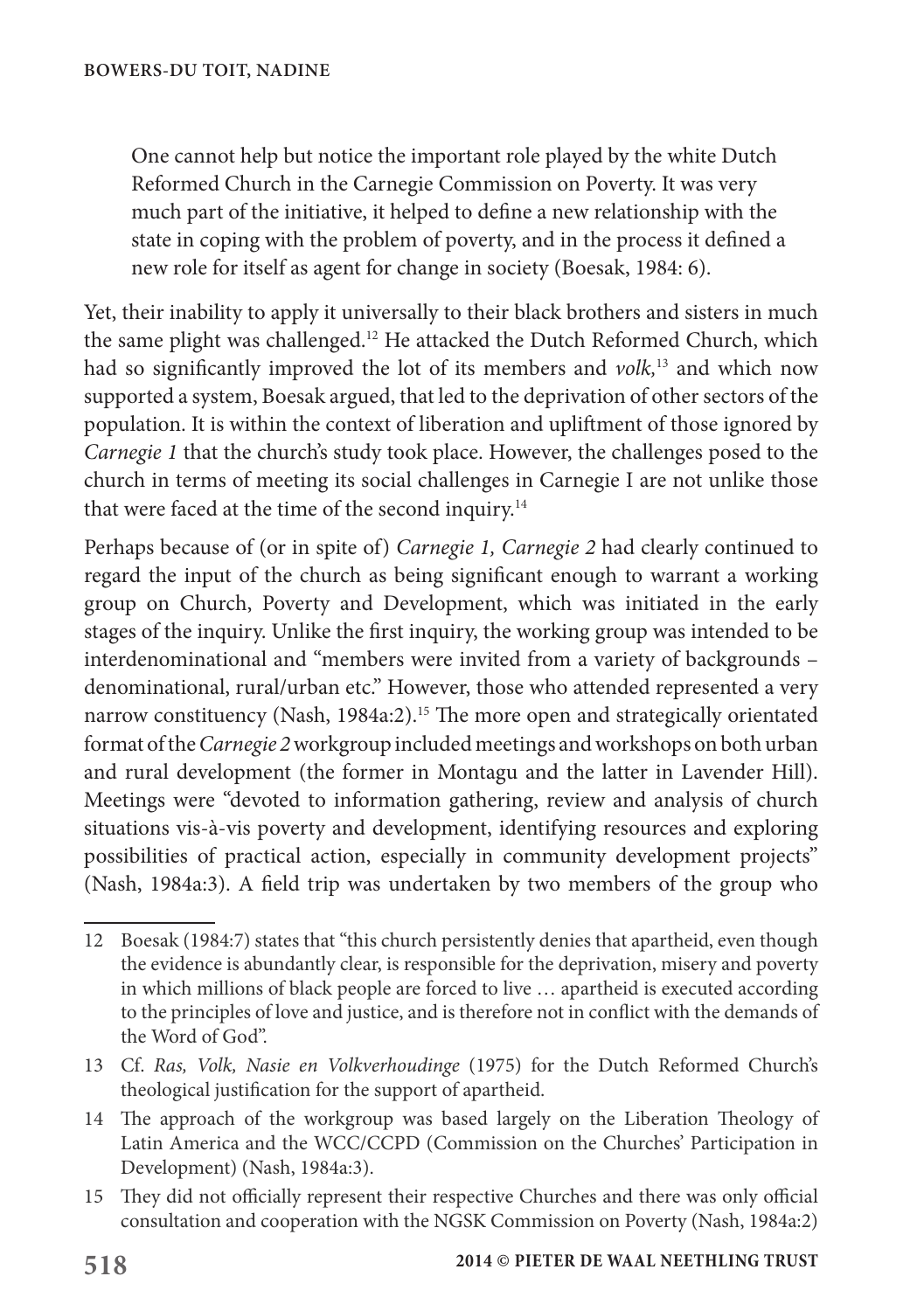> One cannot help but notice the important role played by the white Dutch Reformed Church in the Carnegie Commission on Poverty. It was very much part of the initiative, it helped to define a new relationship with the state in coping with the problem of poverty, and in the process it defined a new role for itself as agent for change in society (Boesak, 1984: 6).

Yet, their inability to apply it universally to their black brothers and sisters in much the same plight was challenged.[12] He attacked the Dutch Reformed Church, which had so significantly improved the lot of its members and *volk,*[13] and which now supported a system, Boesak argued, that led to the deprivation of other sectors of the population. It is within the context of liberation and upliftment of those ignored by *Carnegie 1* that the church's study took place. However, the challenges posed to the church in terms of meeting its social challenges in Carnegie I are not unlike those that were faced at the time of the second inquiry.[14]

Perhaps because of (or in spite of) *Carnegie 1, Carnegie 2* had clearly continued to regard the input of the church as being significant enough to warrant a working group on Church, Poverty and Development, which was initiated in the early stages of the inquiry. Unlike the first inquiry, the working group was intended to be interdenominational and "members were invited from a variety of backgrounds – denominational, rural/urban etc." However, those who attended represented a very narrow constituency (Nash, 1984a:2).[15] The more open and strategically orientated format of the *Carnegie 2* workgroup included meetings and workshops on both urban and rural development (the former in Montagu and the latter in Lavender Hill). Meetings were "devoted to information gathering, review and analysis of church situations vis-à-vis poverty and development, identifying resources and exploring possibilities of practical action, especially in community development projects" (Nash, 1984a:3). A field trip was undertaken by two members of the group who

---

12 Boesak (1984:7) states that "this church persistently denies that apartheid, even though the evidence is abundantly clear, is responsible for the deprivation, misery and poverty in which millions of black people are forced to live … apartheid is executed according to the principles of love and justice, and is therefore not in conflict with the demands of the Word of God".

13 Cf. *Ras, Volk, Nasie en Volkverhoudinge* (1975) for the Dutch Reformed Church's theological justification for the support of apartheid.

14 The approach of the workgroup was based largely on the Liberation Theology of Latin America and the WCC/CCPD (Commission on the Churches' Participation in Development) (Nash, 1984a:3).

15 They did not officially represent their respective Churches and there was only official consultation and cooperation with the NGSK Commission on Poverty (Nash, 1984a:2)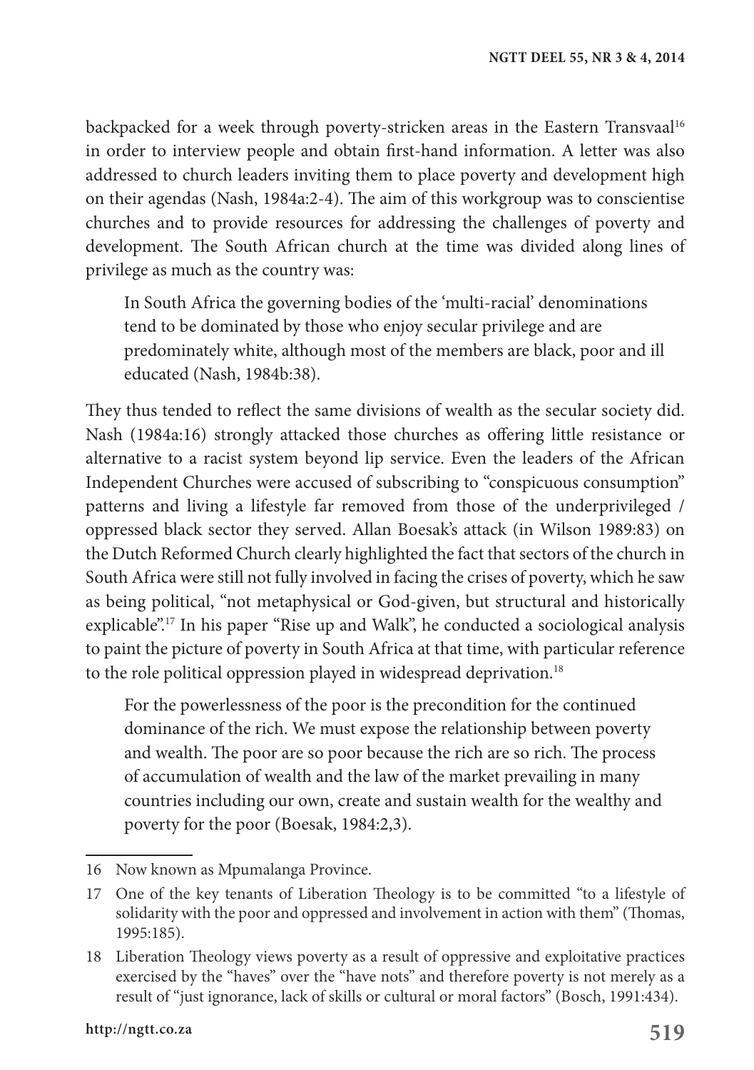backpacked for a week through poverty-stricken areas in the Eastern Transvaal[16] in order to interview people and obtain first-hand information. A letter was also addressed to church leaders inviting them to place poverty and development high on their agendas (Nash, 1984a:2-4). The aim of this workgroup was to conscientise churches and to provide resources for addressing the challenges of poverty and development. The South African church at the time was divided along lines of privilege as much as the country was:

> In South Africa the governing bodies of the 'multi-racial' denominations tend to be dominated by those who enjoy secular privilege and are predominately white, although most of the members are black, poor and ill educated (Nash, 1984b:38).

They thus tended to reflect the same divisions of wealth as the secular society did. Nash (1984a:16) strongly attacked those churches as offering little resistance or alternative to a racist system beyond lip service. Even the leaders of the African Independent Churches were accused of subscribing to "conspicuous consumption" patterns and living a lifestyle far removed from those of the underprivileged / oppressed black sector they served. Allan Boesak's attack (in Wilson 1989:83) on the Dutch Reformed Church clearly highlighted the fact that sectors of the church in South Africa were still not fully involved in facing the crises of poverty, which he saw as being political, "not metaphysical or God-given, but structural and historically explicable".[17] In his paper "Rise up and Walk", he conducted a sociological analysis to paint the picture of poverty in South Africa at that time, with particular reference to the role political oppression played in widespread deprivation.[18]

> For the powerlessness of the poor is the precondition for the continued dominance of the rich. We must expose the relationship between poverty and wealth. The poor are so poor because the rich are so rich. The process of accumulation of wealth and the law of the market prevailing in many countries including our own, create and sustain wealth for the wealthy and poverty for the poor (Boesak, 1984:2,3).

---

16 Now known as Mpumalanga Province.

17 One of the key tenants of Liberation Theology is to be committed "to a lifestyle of solidarity with the poor and oppressed and involvement in action with them" (Thomas, 1995:185).

18 Liberation Theology views poverty as a result of oppressive and exploitative practices exercised by the "haves" over the "have nots" and therefore poverty is not merely as a result of "just ignorance, lack of skills or cultural or moral factors" (Bosch, 1991:434).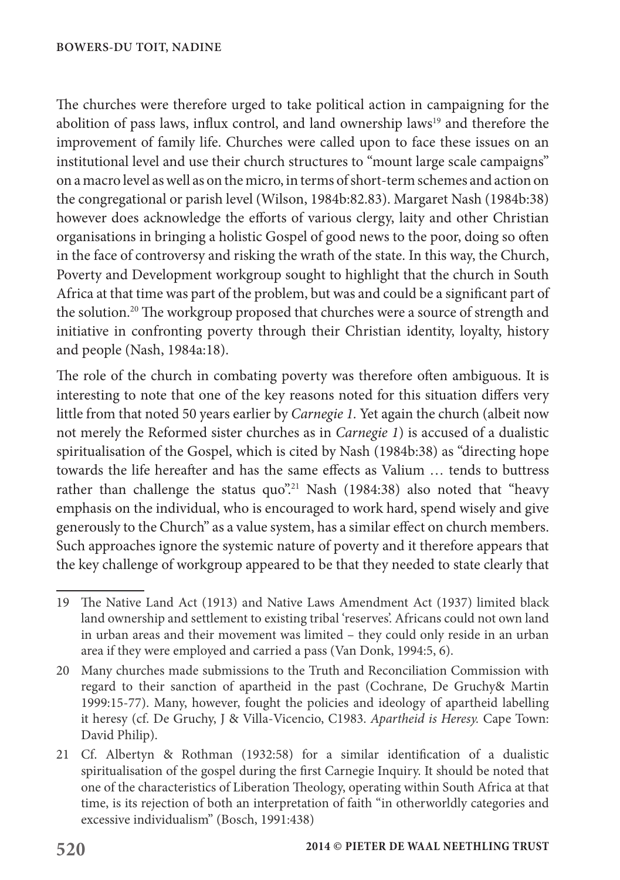The churches were therefore urged to take political action in campaigning for the abolition of pass laws, influx control, and land ownership laws[19] and therefore the improvement of family life. Churches were called upon to face these issues on an institutional level and use their church structures to "mount large scale campaigns" on a macro level as well as on the micro, in terms of short-term schemes and action on the congregational or parish level (Wilson, 1984b:82.83). Margaret Nash (1984b:38) however does acknowledge the efforts of various clergy, laity and other Christian organisations in bringing a holistic Gospel of good news to the poor, doing so often in the face of controversy and risking the wrath of the state. In this way, the Church, Poverty and Development workgroup sought to highlight that the church in South Africa at that time was part of the problem, but was and could be a significant part of the solution.[20] The workgroup proposed that churches were a source of strength and initiative in confronting poverty through their Christian identity, loyalty, history and people (Nash, 1984a:18).

The role of the church in combating poverty was therefore often ambiguous. It is interesting to note that one of the key reasons noted for this situation differs very little from that noted 50 years earlier by *Carnegie 1.* Yet again the church (albeit now not merely the Reformed sister churches as in *Carnegie 1*) is accused of a dualistic spiritualisation of the Gospel, which is cited by Nash (1984b:38) as "directing hope towards the life hereafter and has the same effects as Valium … tends to buttress rather than challenge the status quo".[21] Nash (1984:38) also noted that "heavy emphasis on the individual, who is encouraged to work hard, spend wisely and give generously to the Church" as a value system, has a similar effect on church members. Such approaches ignore the systemic nature of poverty and it therefore appears that the key challenge of workgroup appeared to be that they needed to state clearly that

---

19 The Native Land Act (1913) and Native Laws Amendment Act (1937) limited black land ownership and settlement to existing tribal 'reserves'. Africans could not own land in urban areas and their movement was limited – they could only reside in an urban area if they were employed and carried a pass (Van Donk, 1994:5, 6).

20 Many churches made submissions to the Truth and Reconciliation Commission with regard to their sanction of apartheid in the past (Cochrane, De Gruchy& Martin 1999:15-77). Many, however, fought the policies and ideology of apartheid labelling it heresy (cf. De Gruchy, J & Villa-Vicencio, C1983. *Apartheid is Heresy.* Cape Town: David Philip).

21 Cf. Albertyn & Rothman (1932:58) for a similar identification of a dualistic spiritualisation of the gospel during the first Carnegie Inquiry. It should be noted that one of the characteristics of Liberation Theology, operating within South Africa at that time, is its rejection of both an interpretation of faith "in otherworldly categories and excessive individualism" (Bosch, 1991:438)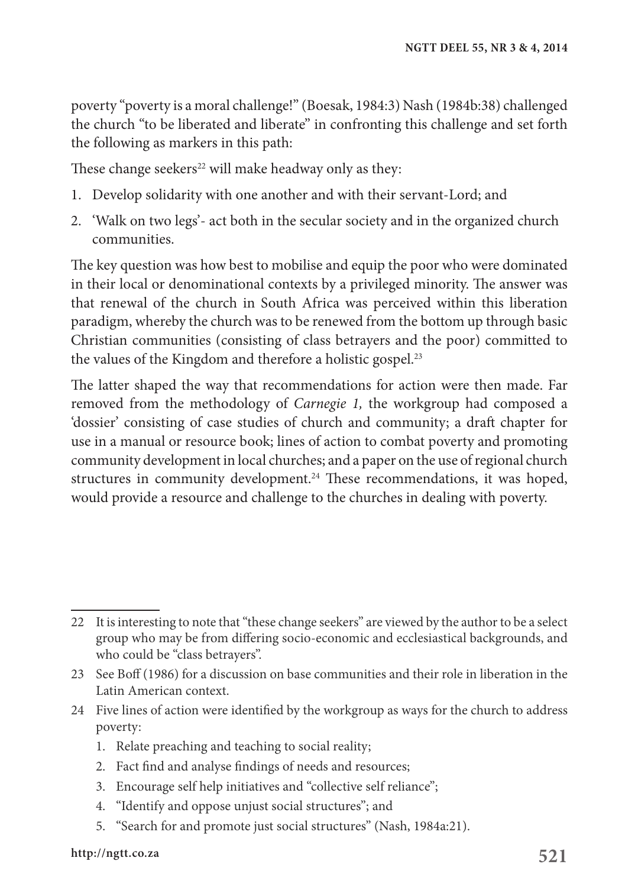poverty "poverty is a moral challenge!" (Boesak, 1984:3) Nash (1984b:38) challenged the church "to be liberated and liberate" in confronting this challenge and set forth the following as markers in this path:

These change seekers[22] will make headway only as they:

1. Develop solidarity with one another and with their servant-Lord; and
2. 'Walk on two legs'- act both in the secular society and in the organized church communities.

The key question was how best to mobilise and equip the poor who were dominated in their local or denominational contexts by a privileged minority. The answer was that renewal of the church in South Africa was perceived within this liberation paradigm, whereby the church was to be renewed from the bottom up through basic Christian communities (consisting of class betrayers and the poor) committed to the values of the Kingdom and therefore a holistic gospel.[23]

The latter shaped the way that recommendations for action were then made. Far removed from the methodology of *Carnegie 1,* the workgroup had composed a 'dossier' consisting of case studies of church and community; a draft chapter for use in a manual or resource book; lines of action to combat poverty and promoting community development in local churches; and a paper on the use of regional church structures in community development.[24] These recommendations, it was hoped, would provide a resource and challenge to the churches in dealing with poverty.

---

22 It is interesting to note that "these change seekers" are viewed by the author to be a select group who may be from differing socio-economic and ecclesiastical backgrounds, and who could be "class betrayers".

23 See Boff (1986) for a discussion on base communities and their role in liberation in the Latin American context.

24 Five lines of action were identified by the workgroup as ways for the church to address poverty:

1. Relate preaching and teaching to social reality;
2. Fact find and analyse findings of needs and resources;
3. Encourage self help initiatives and "collective self reliance";
4. "Identify and oppose unjust social structures"; and
5. "Search for and promote just social structures" (Nash, 1984a:21).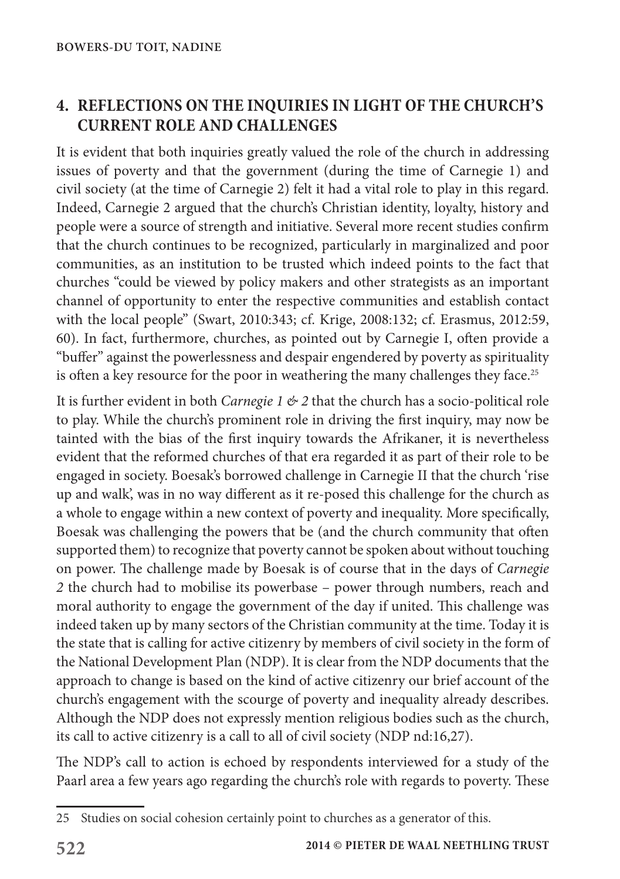## 4. REFLECTIONS ON THE INQUIRIES IN LIGHT OF THE CHURCH'S CURRENT ROLE AND CHALLENGES

It is evident that both inquiries greatly valued the role of the church in addressing issues of poverty and that the government (during the time of Carnegie 1) and civil society (at the time of Carnegie 2) felt it had a vital role to play in this regard. Indeed, Carnegie 2 argued that the church's Christian identity, loyalty, history and people were a source of strength and initiative. Several more recent studies confirm that the church continues to be recognized, particularly in marginalized and poor communities, as an institution to be trusted which indeed points to the fact that churches "could be viewed by policy makers and other strategists as an important channel of opportunity to enter the respective communities and establish contact with the local people" (Swart, 2010:343; cf. Krige, 2008:132; cf. Erasmus, 2012:59, 60). In fact, furthermore, churches, as pointed out by Carnegie I, often provide a "buffer" against the powerlessness and despair engendered by poverty as spirituality is often a key resource for the poor in weathering the many challenges they face.[25]

It is further evident in both *Carnegie 1 & 2* that the church has a socio-political role to play. While the church's prominent role in driving the first inquiry, may now be tainted with the bias of the first inquiry towards the Afrikaner, it is nevertheless evident that the reformed churches of that era regarded it as part of their role to be engaged in society. Boesak's borrowed challenge in Carnegie II that the church 'rise up and walk', was in no way different as it re-posed this challenge for the church as a whole to engage within a new context of poverty and inequality. More specifically, Boesak was challenging the powers that be (and the church community that often supported them) to recognize that poverty cannot be spoken about without touching on power. The challenge made by Boesak is of course that in the days of *Carnegie 2* the church had to mobilise its powerbase – power through numbers, reach and moral authority to engage the government of the day if united. This challenge was indeed taken up by many sectors of the Christian community at the time. Today it is the state that is calling for active citizenry by members of civil society in the form of the National Development Plan (NDP). It is clear from the NDP documents that the approach to change is based on the kind of active citizenry our brief account of the church's engagement with the scourge of poverty and inequality already describes. Although the NDP does not expressly mention religious bodies such as the church, its call to active citizenry is a call to all of civil society (NDP nd:16,27).

The NDP's call to action is echoed by respondents interviewed for a study of the Paarl area a few years ago regarding the church's role with regards to poverty. These

---

25 Studies on social cohesion certainly point to churches as a generator of this.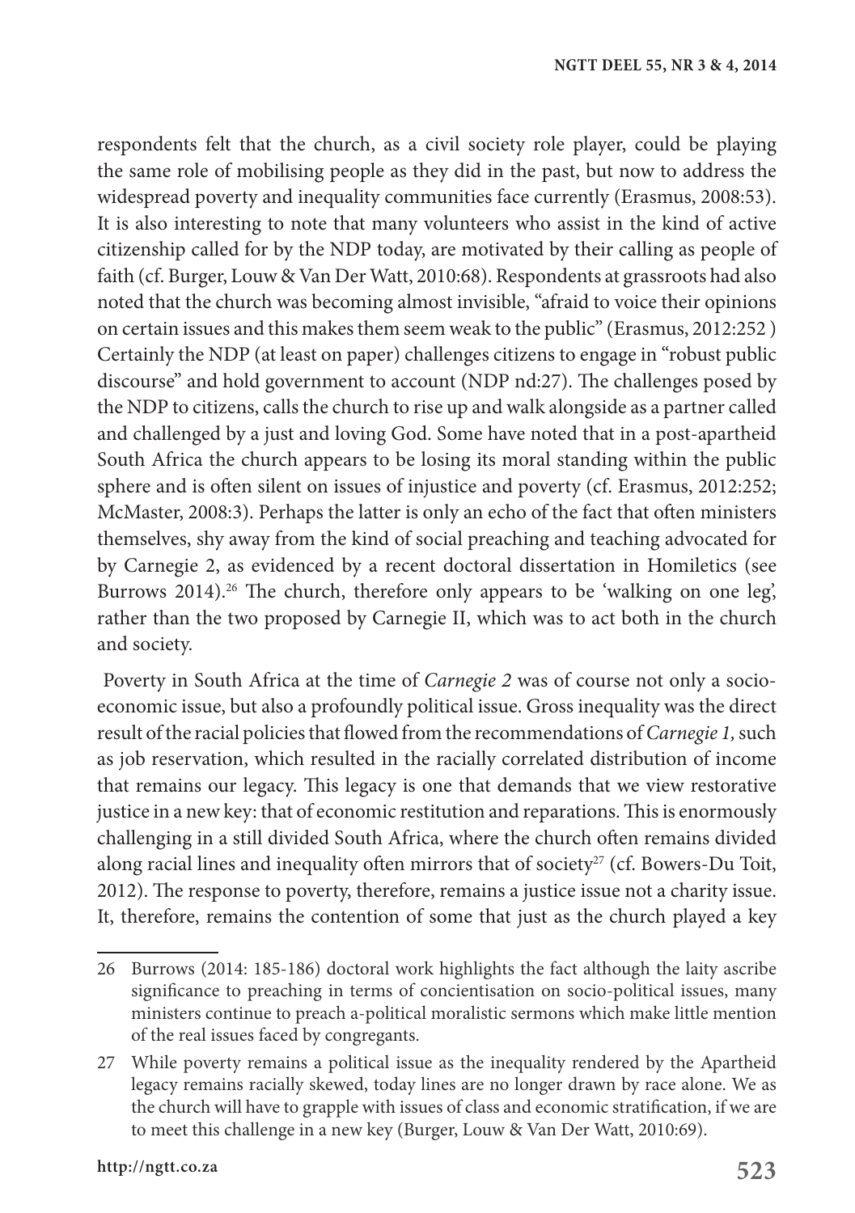respondents felt that the church, as a civil society role player, could be playing the same role of mobilising people as they did in the past, but now to address the widespread poverty and inequality communities face currently (Erasmus, 2008:53). It is also interesting to note that many volunteers who assist in the kind of active citizenship called for by the NDP today, are motivated by their calling as people of faith (cf. Burger, Louw & Van Der Watt, 2010:68). Respondents at grassroots had also noted that the church was becoming almost invisible, "afraid to voice their opinions on certain issues and this makes them seem weak to the public" (Erasmus, 2012:252 ) Certainly the NDP (at least on paper) challenges citizens to engage in "robust public discourse" and hold government to account (NDP nd:27). The challenges posed by the NDP to citizens, calls the church to rise up and walk alongside as a partner called and challenged by a just and loving God. Some have noted that in a post-apartheid South Africa the church appears to be losing its moral standing within the public sphere and is often silent on issues of injustice and poverty (cf. Erasmus, 2012:252; McMaster, 2008:3). Perhaps the latter is only an echo of the fact that often ministers themselves, shy away from the kind of social preaching and teaching advocated for by Carnegie 2, as evidenced by a recent doctoral dissertation in Homiletics (see Burrows 2014).[26] The church, therefore only appears to be 'walking on one leg', rather than the two proposed by Carnegie II, which was to act both in the church and society.

Poverty in South Africa at the time of *Carnegie 2* was of course not only a socio-economic issue, but also a profoundly political issue. Gross inequality was the direct result of the racial policies that flowed from the recommendations of *Carnegie 1,* such as job reservation, which resulted in the racially correlated distribution of income that remains our legacy. This legacy is one that demands that we view restorative justice in a new key: that of economic restitution and reparations. This is enormously challenging in a still divided South Africa, where the church often remains divided along racial lines and inequality often mirrors that of society[27] (cf. Bowers-Du Toit, 2012). The response to poverty, therefore, remains a justice issue not a charity issue. It, therefore, remains the contention of some that just as the church played a key

---

26 Burrows (2014: 185-186) doctoral work highlights the fact although the laity ascribe significance to preaching in terms of concientisation on socio-political issues, many ministers continue to preach a-political moralistic sermons which make little mention of the real issues faced by congregants.

27 While poverty remains a political issue as the inequality rendered by the Apartheid legacy remains racially skewed, today lines are no longer drawn by race alone. We as the church will have to grapple with issues of class and economic stratification, if we are to meet this challenge in a new key (Burger, Louw & Van Der Watt, 2010:69).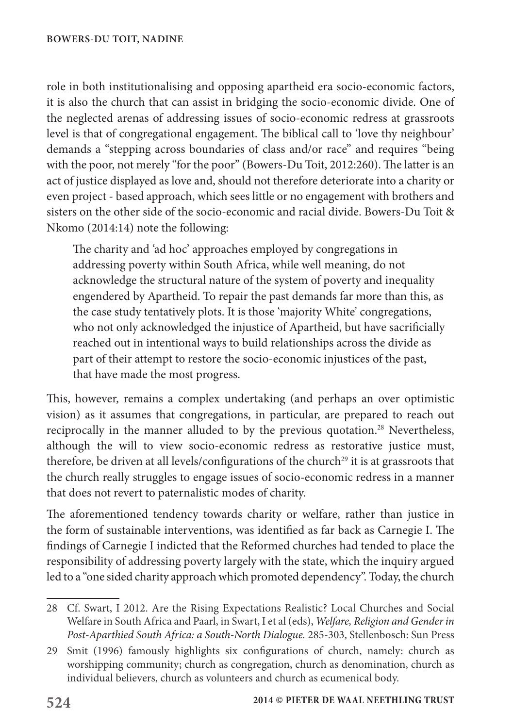role in both institutionalising and opposing apartheid era socio-economic factors, it is also the church that can assist in bridging the socio-economic divide. One of the neglected arenas of addressing issues of socio-economic redress at grassroots level is that of congregational engagement. The biblical call to 'love thy neighbour' demands a "stepping across boundaries of class and/or race" and requires "being with the poor, not merely "for the poor" (Bowers-Du Toit, 2012:260). The latter is an act of justice displayed as love and, should not therefore deteriorate into a charity or even project - based approach, which sees little or no engagement with brothers and sisters on the other side of the socio-economic and racial divide. Bowers-Du Toit & Nkomo (2014:14) note the following:

> The charity and 'ad hoc' approaches employed by congregations in addressing poverty within South Africa, while well meaning, do not acknowledge the structural nature of the system of poverty and inequality engendered by Apartheid. To repair the past demands far more than this, as the case study tentatively plots. It is those 'majority White' congregations, who not only acknowledged the injustice of Apartheid, but have sacrificially reached out in intentional ways to build relationships across the divide as part of their attempt to restore the socio-economic injustices of the past, that have made the most progress.

This, however, remains a complex undertaking (and perhaps an over optimistic vision) as it assumes that congregations, in particular, are prepared to reach out reciprocally in the manner alluded to by the previous quotation.[28] Nevertheless, although the will to view socio-economic redress as restorative justice must, therefore, be driven at all levels/configurations of the church[29] it is at grassroots that the church really struggles to engage issues of socio-economic redress in a manner that does not revert to paternalistic modes of charity.

The aforementioned tendency towards charity or welfare, rather than justice in the form of sustainable interventions, was identified as far back as Carnegie I. The findings of Carnegie I indicted that the Reformed churches had tended to place the responsibility of addressing poverty largely with the state, which the inquiry argued led to a "one sided charity approach which promoted dependency". Today, the church

---

28 Cf. Swart, I 2012. Are the Rising Expectations Realistic? Local Churches and Social Welfare in South Africa and Paarl, in Swart, I et al (eds), *Welfare, Religion and Gender in Post-Aparthied South Africa: a South-North Dialogue*. 285-303, Stellenbosch: Sun Press

29 Smit (1996) famously highlights six configurations of church, namely: church as worshipping community; church as congregation, church as denomination, church as individual believers, church as volunteers and church as ecumenical body.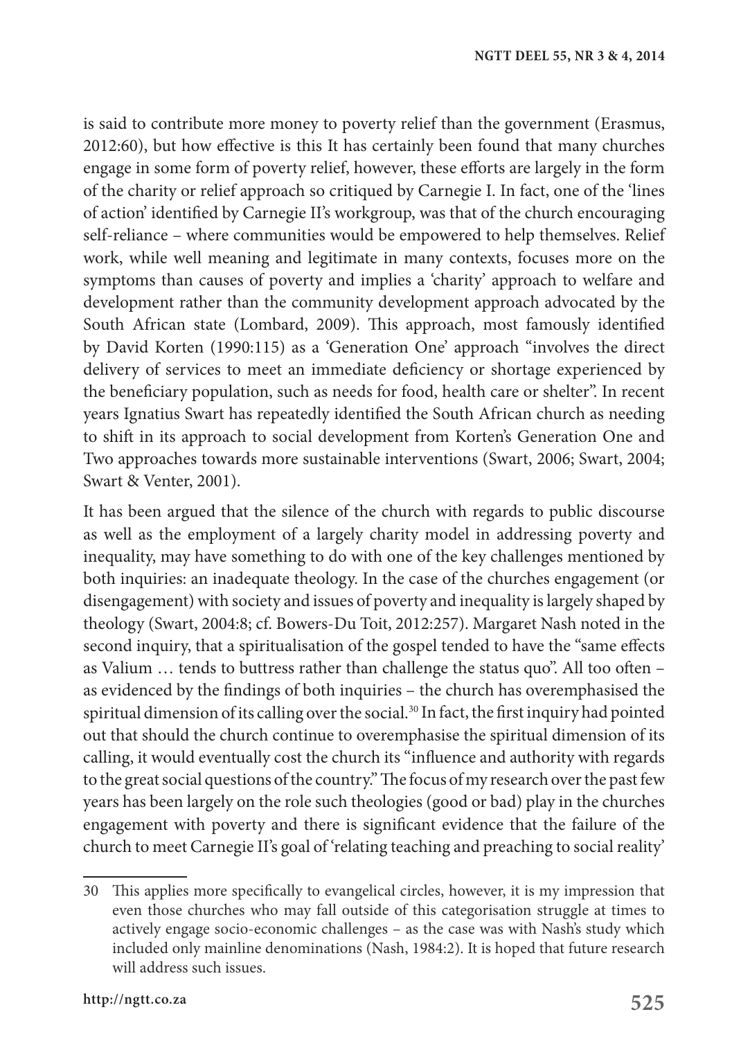is said to contribute more money to poverty relief than the government (Erasmus, 2012:60), but how effective is this It has certainly been found that many churches engage in some form of poverty relief, however, these efforts are largely in the form of the charity or relief approach so critiqued by Carnegie I. In fact, one of the 'lines of action' identified by Carnegie II's workgroup, was that of the church encouraging self-reliance – where communities would be empowered to help themselves. Relief work, while well meaning and legitimate in many contexts, focuses more on the symptoms than causes of poverty and implies a 'charity' approach to welfare and development rather than the community development approach advocated by the South African state (Lombard, 2009). This approach, most famously identified by David Korten (1990:115) as a 'Generation One' approach "involves the direct delivery of services to meet an immediate deficiency or shortage experienced by the beneficiary population, such as needs for food, health care or shelter". In recent years Ignatius Swart has repeatedly identified the South African church as needing to shift in its approach to social development from Korten's Generation One and Two approaches towards more sustainable interventions (Swart, 2006; Swart, 2004; Swart & Venter, 2001).

It has been argued that the silence of the church with regards to public discourse as well as the employment of a largely charity model in addressing poverty and inequality, may have something to do with one of the key challenges mentioned by both inquiries: an inadequate theology. In the case of the churches engagement (or disengagement) with society and issues of poverty and inequality is largely shaped by theology (Swart, 2004:8; cf. Bowers-Du Toit, 2012:257). Margaret Nash noted in the second inquiry, that a spiritualisation of the gospel tended to have the "same effects as Valium … tends to buttress rather than challenge the status quo". All too often – as evidenced by the findings of both inquiries – the church has overemphasised the spiritual dimension of its calling over the social.[30] In fact, the first inquiry had pointed out that should the church continue to overemphasise the spiritual dimension of its calling, it would eventually cost the church its "influence and authority with regards to the great social questions of the country." The focus of my research over the past few years has been largely on the role such theologies (good or bad) play in the churches engagement with poverty and there is significant evidence that the failure of the church to meet Carnegie II's goal of 'relating teaching and preaching to social reality'

---

30 This applies more specifically to evangelical circles, however, it is my impression that even those churches who may fall outside of this categorisation struggle at times to actively engage socio-economic challenges – as the case was with Nash's study which included only mainline denominations (Nash, 1984:2). It is hoped that future research will address such issues.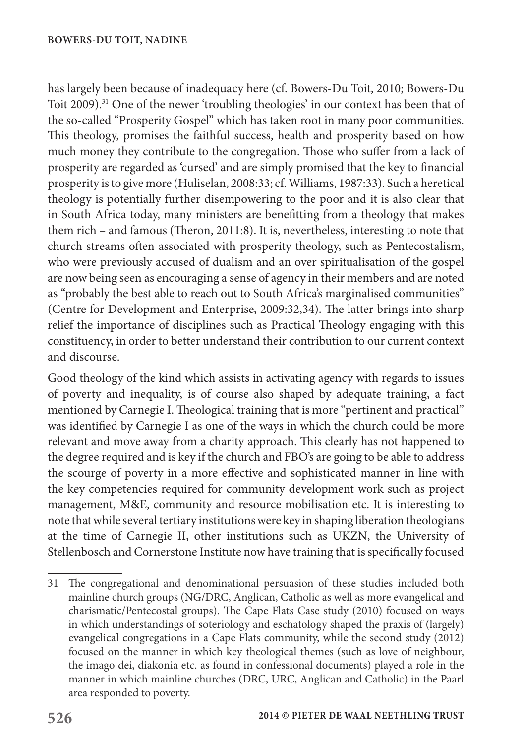has largely been because of inadequacy here (cf. Bowers-Du Toit, 2010; Bowers-Du Toit 2009).[31] One of the newer 'troubling theologies' in our context has been that of the so-called "Prosperity Gospel" which has taken root in many poor communities. This theology, promises the faithful success, health and prosperity based on how much money they contribute to the congregation. Those who suffer from a lack of prosperity are regarded as 'cursed' and are simply promised that the key to financial prosperity is to give more (Huliselan, 2008:33; cf. Williams, 1987:33). Such a heretical theology is potentially further disempowering to the poor and it is also clear that in South Africa today, many ministers are benefitting from a theology that makes them rich – and famous (Theron, 2011:8). It is, nevertheless, interesting to note that church streams often associated with prosperity theology, such as Pentecostalism, who were previously accused of dualism and an over spiritualisation of the gospel are now being seen as encouraging a sense of agency in their members and are noted as "probably the best able to reach out to South Africa's marginalised communities" (Centre for Development and Enterprise, 2009:32,34). The latter brings into sharp relief the importance of disciplines such as Practical Theology engaging with this constituency, in order to better understand their contribution to our current context and discourse.

Good theology of the kind which assists in activating agency with regards to issues of poverty and inequality, is of course also shaped by adequate training, a fact mentioned by Carnegie I. Theological training that is more "pertinent and practical" was identified by Carnegie I as one of the ways in which the church could be more relevant and move away from a charity approach. This clearly has not happened to the degree required and is key if the church and FBO's are going to be able to address the scourge of poverty in a more effective and sophisticated manner in line with the key competencies required for community development work such as project management, M&E, community and resource mobilisation etc. It is interesting to note that while several tertiary institutions were key in shaping liberation theologians at the time of Carnegie II, other institutions such as UKZN, the University of Stellenbosch and Cornerstone Institute now have training that is specifically focused

---

31 The congregational and denominational persuasion of these studies included both mainline church groups (NG/DRC, Anglican, Catholic as well as more evangelical and charismatic/Pentecostal groups). The Cape Flats Case study (2010) focused on ways in which understandings of soteriology and eschatology shaped the praxis of (largely) evangelical congregations in a Cape Flats community, while the second study (2012) focused on the manner in which key theological themes (such as love of neighbour, the imago dei, diakonia etc. as found in confessional documents) played a role in the manner in which mainline churches (DRC, URC, Anglican and Catholic) in the Paarl area responded to poverty.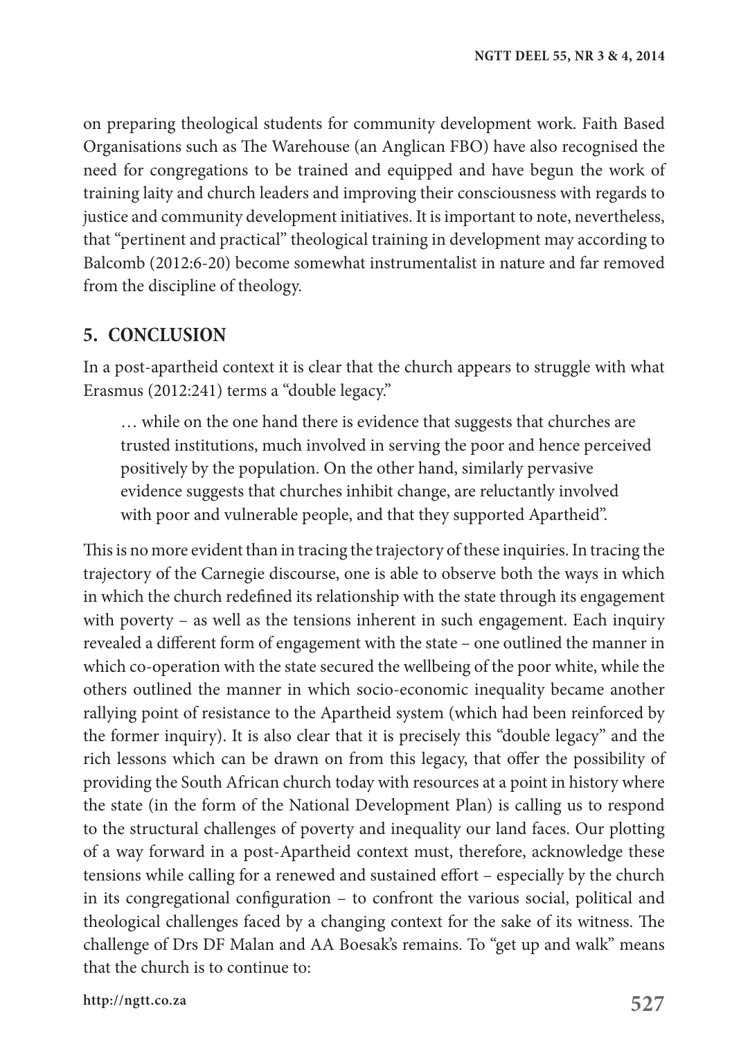on preparing theological students for community development work. Faith Based Organisations such as The Warehouse (an Anglican FBO) have also recognised the need for congregations to be trained and equipped and have begun the work of training laity and church leaders and improving their consciousness with regards to justice and community development initiatives. It is important to note, nevertheless, that "pertinent and practical" theological training in development may according to Balcomb (2012:6-20) become somewhat instrumentalist in nature and far removed from the discipline of theology.

## 5. CONCLUSION

In a post-apartheid context it is clear that the church appears to struggle with what Erasmus (2012:241) terms a "double legacy."

> … while on the one hand there is evidence that suggests that churches are trusted institutions, much involved in serving the poor and hence perceived positively by the population. On the other hand, similarly pervasive evidence suggests that churches inhibit change, are reluctantly involved with poor and vulnerable people, and that they supported Apartheid".

This is no more evident than in tracing the trajectory of these inquiries. In tracing the trajectory of the Carnegie discourse, one is able to observe both the ways in which in which the church redefined its relationship with the state through its engagement with poverty – as well as the tensions inherent in such engagement. Each inquiry revealed a different form of engagement with the state – one outlined the manner in which co-operation with the state secured the wellbeing of the poor white, while the others outlined the manner in which socio-economic inequality became another rallying point of resistance to the Apartheid system (which had been reinforced by the former inquiry). It is also clear that it is precisely this "double legacy" and the rich lessons which can be drawn on from this legacy, that offer the possibility of providing the South African church today with resources at a point in history where the state (in the form of the National Development Plan) is calling us to respond to the structural challenges of poverty and inequality our land faces. Our plotting of a way forward in a post-Apartheid context must, therefore, acknowledge these tensions while calling for a renewed and sustained effort – especially by the church in its congregational configuration – to confront the various social, political and theological challenges faced by a changing context for the sake of its witness. The challenge of Drs DF Malan and AA Boesak's remains. To "get up and walk" means that the church is to continue to: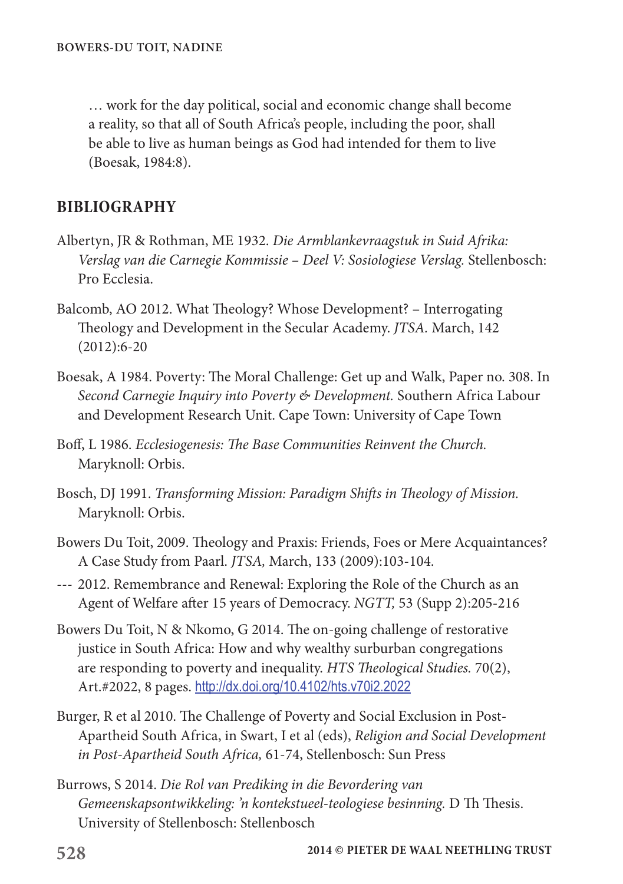… work for the day political, social and economic change shall become a reality, so that all of South Africa's people, including the poor, shall be able to live as human beings as God had intended for them to live (Boesak, 1984:8).

## BIBLIOGRAPHY

Albertyn, JR & Rothman, ME 1932. *Die Armblankevraagstuk in Suid Afrika: Verslag van die Carnegie Kommissie – Deel V: Sosiologiese Verslag.* Stellenbosch: Pro Ecclesia.

Balcomb, AO 2012. What Theology? Whose Development? – Interrogating Theology and Development in the Secular Academy. *JTSA.* March, 142 (2012):6-20

Boesak, A 1984. Poverty: The Moral Challenge: Get up and Walk, Paper no. 308. In *Second Carnegie Inquiry into Poverty & Development.* Southern Africa Labour and Development Research Unit. Cape Town: University of Cape Town

Boff, L 1986. *Ecclesiogenesis: The Base Communities Reinvent the Church.* Maryknoll: Orbis.

Bosch, DJ 1991. *Transforming Mission: Paradigm Shifts in Theology of Mission.* Maryknoll: Orbis.

Bowers Du Toit, 2009. Theology and Praxis: Friends, Foes or Mere Acquaintances? A Case Study from Paarl. *JTSA,* March, 133 (2009):103-104.

--- 2012. Remembrance and Renewal: Exploring the Role of the Church as an Agent of Welfare after 15 years of Democracy. *NGTT,* 53 (Supp 2):205-216

Bowers Du Toit, N & Nkomo, G 2014. The on-going challenge of restorative justice in South Africa: How and why wealthy surburban congregations are responding to poverty and inequality. *HTS Theological Studies.* 70(2), Art.#2022, 8 pages. http://dx.doi.org/10.4102/hts.v70i2.2022

Burger, R et al 2010. The Challenge of Poverty and Social Exclusion in Post-Apartheid South Africa, in Swart, I et al (eds), *Religion and Social Development in Post-Apartheid South Africa,* 61-74, Stellenbosch: Sun Press

Burrows, S 2014. *Die Rol van Prediking in die Bevordering van Gemeenskapsontwikkeling: 'n kontekstueel-teologiese besinning.* D Th Thesis. University of Stellenbosch: Stellenbosch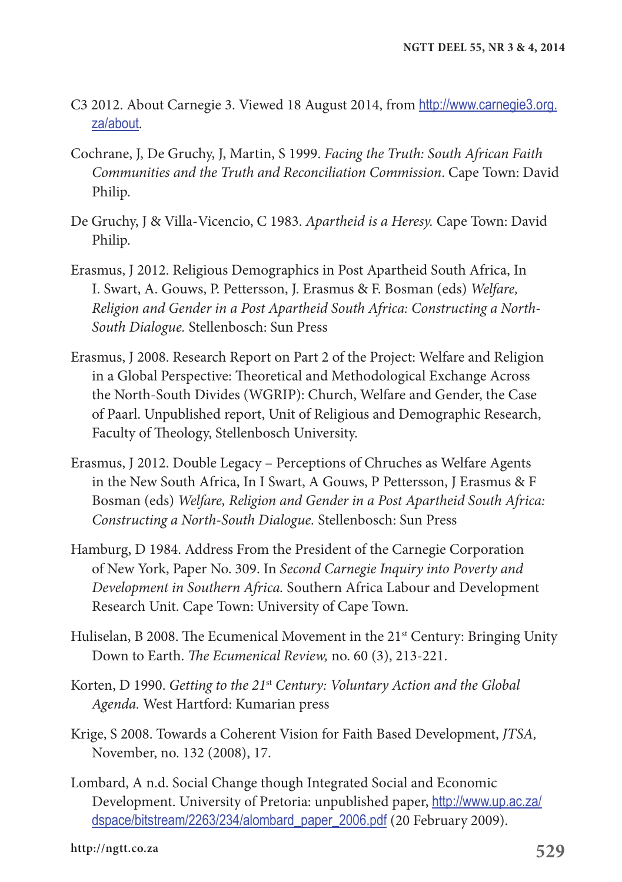C3 2012. About Carnegie 3. Viewed 18 August 2014, from http://www.carnegie3.org.za/about.

Cochrane, J, De Gruchy, J, Martin, S 1999. *Facing the Truth: South African Faith Communities and the Truth and Reconciliation Commission*. Cape Town: David Philip.

De Gruchy, J & Villa-Vicencio, C 1983. *Apartheid is a Heresy.* Cape Town: David Philip.

Erasmus, J 2012. Religious Demographics in Post Apartheid South Africa, In I. Swart, A. Gouws, P. Pettersson, J. Erasmus & F. Bosman (eds) *Welfare, Religion and Gender in a Post Apartheid South Africa: Constructing a North-South Dialogue.* Stellenbosch: Sun Press

Erasmus, J 2008. Research Report on Part 2 of the Project: Welfare and Religion in a Global Perspective: Theoretical and Methodological Exchange Across the North-South Divides (WGRIP): Church, Welfare and Gender, the Case of Paarl. Unpublished report, Unit of Religious and Demographic Research, Faculty of Theology, Stellenbosch University.

Erasmus, J 2012. Double Legacy – Perceptions of Chruches as Welfare Agents in the New South Africa, In I Swart, A Gouws, P Pettersson, J Erasmus & F Bosman (eds) *Welfare, Religion and Gender in a Post Apartheid South Africa: Constructing a North-South Dialogue.* Stellenbosch: Sun Press

Hamburg, D 1984. Address From the President of the Carnegie Corporation of New York, Paper No. 309. In *Second Carnegie Inquiry into Poverty and Development in Southern Africa.* Southern Africa Labour and Development Research Unit. Cape Town: University of Cape Town.

Huliselan, B 2008. The Ecumenical Movement in the 21st Century: Bringing Unity Down to Earth. *The Ecumenical Review,* no. 60 (3), 213-221.

Korten, D 1990. *Getting to the 21st Century: Voluntary Action and the Global Agenda.* West Hartford: Kumarian press

Krige, S 2008. Towards a Coherent Vision for Faith Based Development, *JTSA,* November, no. 132 (2008), 17.

Lombard, A n.d. Social Change though Integrated Social and Economic Development. University of Pretoria: unpublished paper, http://www.up.ac.za/dspace/bitstream/2263/234/alombard_paper_2006.pdf (20 February 2009).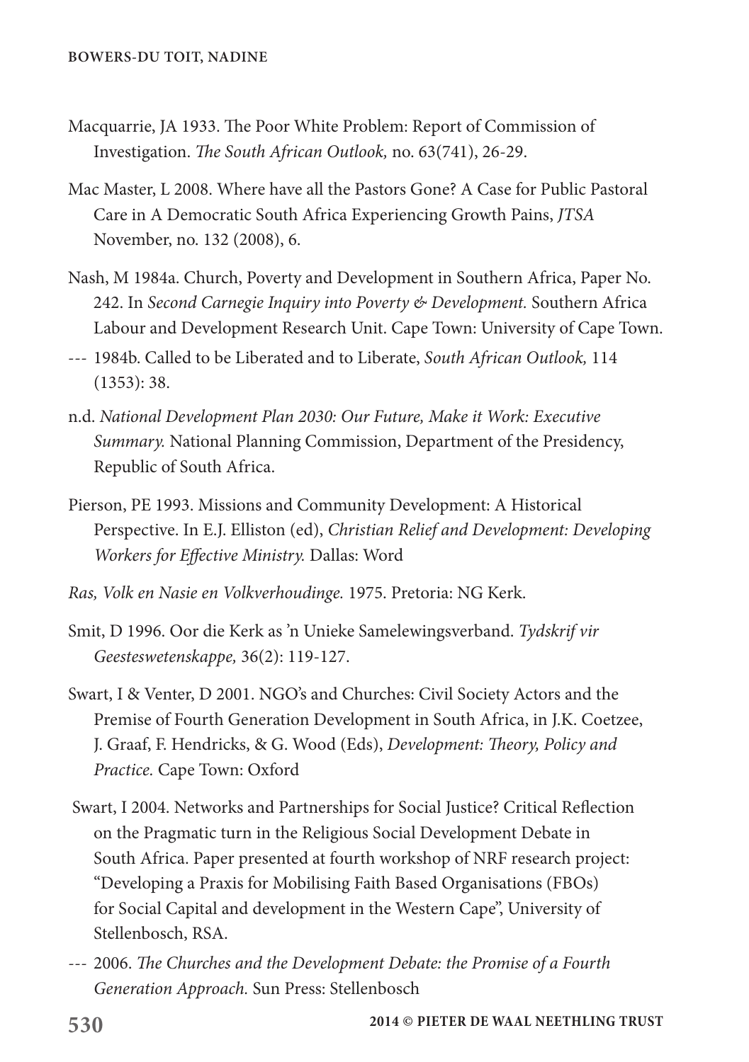Macquarrie, JA 1933. The Poor White Problem: Report of Commission of Investigation. *The South African Outlook,* no. 63(741), 26-29.

Mac Master, L 2008. Where have all the Pastors Gone? A Case for Public Pastoral Care in A Democratic South Africa Experiencing Growth Pains, *JTSA* November, no. 132 (2008), 6.

Nash, M 1984a. Church, Poverty and Development in Southern Africa, Paper No. 242. In *Second Carnegie Inquiry into Poverty & Development.* Southern Africa Labour and Development Research Unit. Cape Town: University of Cape Town.

--- 1984b. Called to be Liberated and to Liberate, *South African Outlook,* 114 (1353): 38.

n.d. *National Development Plan 2030: Our Future, Make it Work: Executive Summary.* National Planning Commission, Department of the Presidency, Republic of South Africa.

Pierson, PE 1993. Missions and Community Development: A Historical Perspective. In E.J. Elliston (ed), *Christian Relief and Development: Developing Workers for Effective Ministry.* Dallas: Word

*Ras, Volk en Nasie en Volkverhoudinge.* 1975. Pretoria: NG Kerk.

Smit, D 1996. Oor die Kerk as 'n Unieke Samelewingsverband. *Tydskrif vir Geesteswetenskappe,* 36(2): 119-127.

Swart, I & Venter, D 2001. NGO's and Churches: Civil Society Actors and the Premise of Fourth Generation Development in South Africa, in J.K. Coetzee, J. Graaf, F. Hendricks, & G. Wood (Eds), *Development: Theory, Policy and Practice.* Cape Town: Oxford

Swart, I 2004. Networks and Partnerships for Social Justice? Critical Reflection on the Pragmatic turn in the Religious Social Development Debate in South Africa. Paper presented at fourth workshop of NRF research project: "Developing a Praxis for Mobilising Faith Based Organisations (FBOs) for Social Capital and development in the Western Cape", University of Stellenbosch, RSA.

--- 2006. *The Churches and the Development Debate: the Promise of a Fourth Generation Approach.* Sun Press: Stellenbosch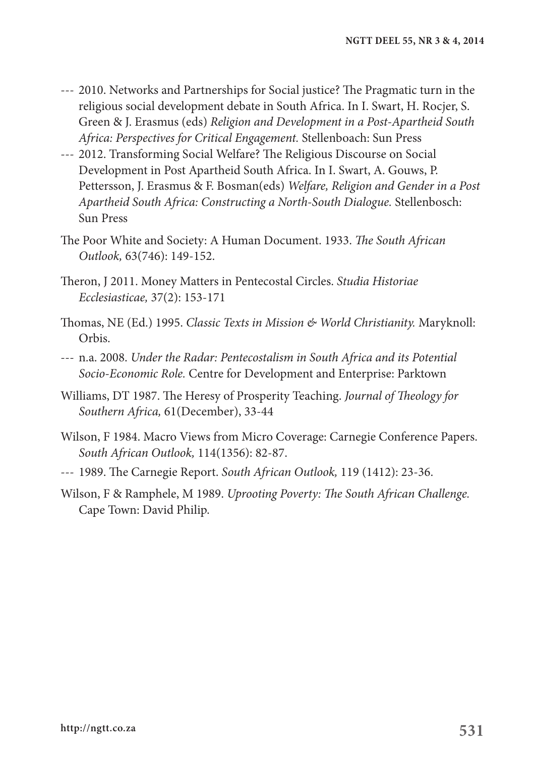--- 2010. Networks and Partnerships for Social justice? The Pragmatic turn in the religious social development debate in South Africa. In I. Swart, H. Rocjer, S. Green & J. Erasmus (eds) *Religion and Development in a Post-Apartheid South Africa: Perspectives for Critical Engagement.* Stellenboach: Sun Press

--- 2012. Transforming Social Welfare? The Religious Discourse on Social Development in Post Apartheid South Africa. In I. Swart, A. Gouws, P. Pettersson, J. Erasmus & F. Bosman(eds) *Welfare, Religion and Gender in a Post Apartheid South Africa: Constructing a North-South Dialogue.* Stellenbosch: Sun Press

The Poor White and Society: A Human Document. 1933. *The South African Outlook,* 63(746): 149-152.

Theron, J 2011. Money Matters in Pentecostal Circles. *Studia Historiae Ecclesiasticae,* 37(2): 153-171

Thomas, NE (Ed.) 1995. *Classic Texts in Mission & World Christianity.* Maryknoll: Orbis.

--- n.a. 2008. *Under the Radar: Pentecostalism in South Africa and its Potential Socio-Economic Role.* Centre for Development and Enterprise: Parktown

Williams, DT 1987. The Heresy of Prosperity Teaching. *Journal of Theology for Southern Africa,* 61(December), 33-44

Wilson, F 1984. Macro Views from Micro Coverage: Carnegie Conference Papers. *South African Outlook,* 114(1356): 82-87.

--- 1989. The Carnegie Report. *South African Outlook,* 119 (1412): 23-36.

Wilson, F & Ramphele, M 1989. *Uprooting Poverty: The South African Challenge.* Cape Town: David Philip.